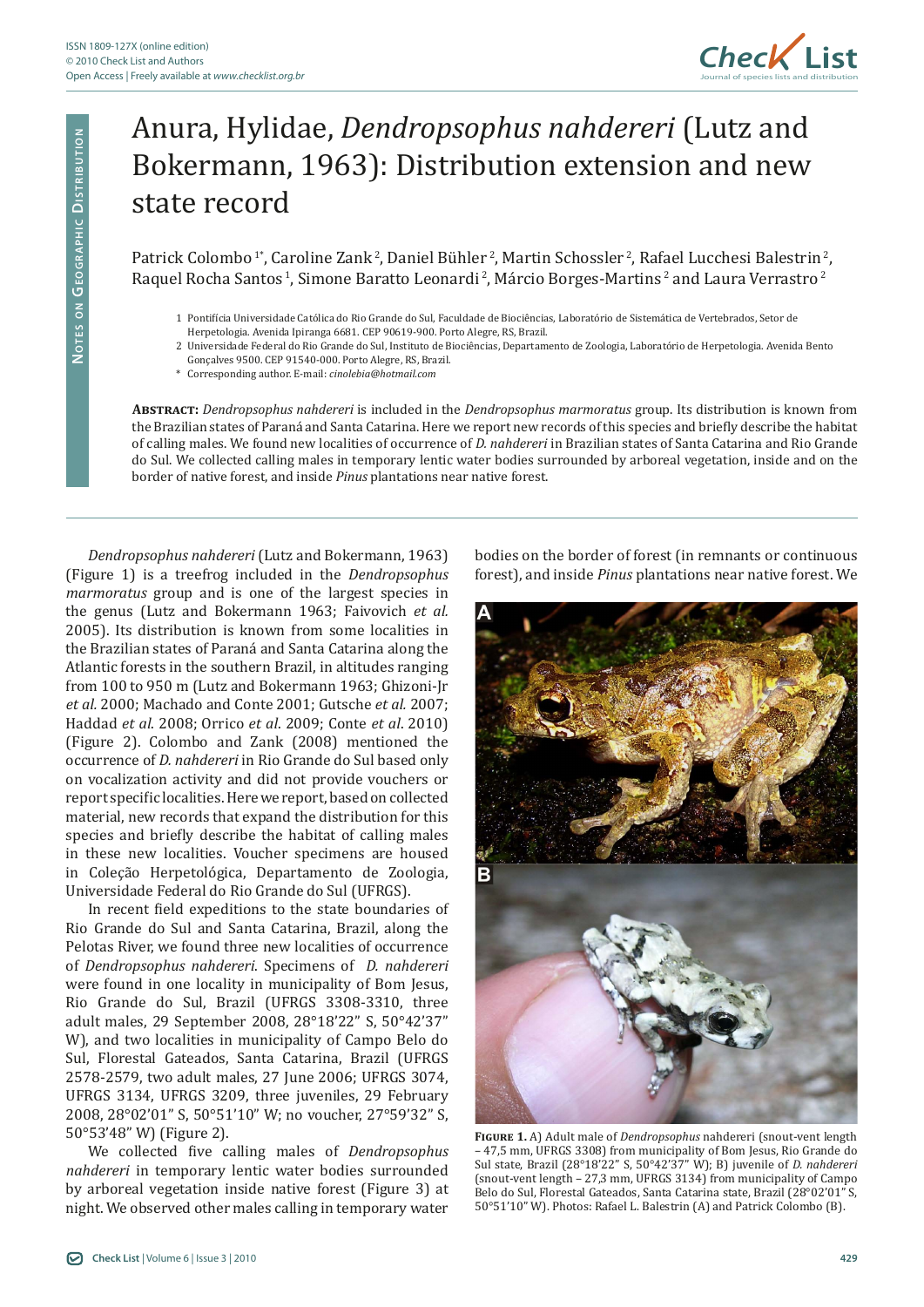# Anura, Hylidae, *Dendropsophus nahdereri* (Lutz and Bokermann, 1963): Distribution extension and new state record

Patrick Colombo [1*], Caroline Zank [2], Daniel Bühler [2], Martin Schossler [2], Rafael Lucchesi Balestrin [2], Raquel Rocha Santos [1], Simone Baratto Leonardi [2], Márcio Borges-Martins [2] and Laura Verrastro [2]

1 Pontifícia Universidade Católica do Rio Grande do Sul, Faculdade de Biociências, Laboratório de Sistemática de Vertebrados, Setor de Herpetologia. Avenida Ipiranga 6681. CEP 90619-900. Porto Alegre, RS, Brazil.

2 Universidade Federal do Rio Grande do Sul, Instituto de Biociências, Departamento de Zoologia, Laboratório de Herpetologia. Avenida Bento Gonçalves 9500. CEP 91540-000. Porto Alegre, RS, Brazil.

\* Corresponding author. E-mail: *cinolebia@hotmail.com*

**Abstract:** *Dendropsophus nahdereri* is included in the *Dendropsophus marmoratus* group. Its distribution is known from the Brazilian states of Paraná and Santa Catarina. Here we report new records of this species and briefly describe the habitat of calling males. We found new localities of occurrence of *D. nahdereri* in Brazilian states of Santa Catarina and Rio Grande do Sul. We collected calling males in temporary lentic water bodies surrounded by arboreal vegetation, inside and on the border of native forest, and inside *Pinus* plantations near native forest.

*Dendropsophus nahdereri* (Lutz and Bokermann, 1963) (Figure 1) is a treefrog included in the *Dendropsophus marmoratus* group and is one of the largest species in the genus (Lutz and Bokermann 1963; Faivovich *et al.* 2005). Its distribution is known from some localities in the Brazilian states of Paraná and Santa Catarina along the Atlantic forests in the southern Brazil, in altitudes ranging from 100 to 950 m (Lutz and Bokermann 1963; Ghizoni-Jr *et al.* 2000; Machado and Conte 2001; Gutsche *et al.* 2007; Haddad *et al*. 2008; Orrico *et al*. 2009; Conte *et al*. 2010) (Figure 2). Colombo and Zank (2008) mentioned the occurrence of *D. nahdereri* in Rio Grande do Sul based only on vocalization activity and did not provide vouchers or report specific localities. Here we report, based on collected material, new records that expand the distribution for this species and briefly describe the habitat of calling males in these new localities. Voucher specimens are housed in Coleção Herpetológica, Departamento de Zoologia, Universidade Federal do Rio Grande do Sul (UFRGS).

In recent field expeditions to the state boundaries of Rio Grande do Sul and Santa Catarina, Brazil, along the Pelotas River, we found three new localities of occurrence of *Dendropsophus nahdereri*. Specimens of *D. nahdereri* were found in one locality in municipality of Bom Jesus, Rio Grande do Sul, Brazil (UFRGS 3308-3310, three adult males, 29 September 2008, 28°18'22" S, 50°42'37" W), and two localities in municipality of Campo Belo do Sul, Florestal Gateados, Santa Catarina, Brazil (UFRGS 2578-2579, two adult males, 27 June 2006; UFRGS 3074, UFRGS 3134, UFRGS 3209, three juveniles, 29 February 2008, 28°02'01" S, 50°51'10" W; no voucher, 27°59'32" S, 50°53'48" W) (Figure 2).

We collected five calling males of *Dendropsophus nahdereri* in temporary lentic water bodies surrounded by arboreal vegetation inside native forest (Figure 3) at night. We observed other males calling in temporary water bodies on the border of forest (in remnants or continuous forest), and inside *Pinus* plantations near native forest. We

**Figure 1.** A) Adult male of *Dendropsophus* nahdereri (snout-vent length – 47,5 mm, UFRGS 3308) from municipality of Bom Jesus, Rio Grande do Sul state, Brazil (28°18'22" S, 50°42'37" W); B) juvenile of *D. nahdereri* (snout-vent length – 27,3 mm, UFRGS 3134) from municipality of Campo Belo do Sul, Florestal Gateados, Santa Catarina state, Brazil (28°02'01" S, 50°51'10" W). Photos: Rafael L. Balestrin (A) and Patrick Colombo (B).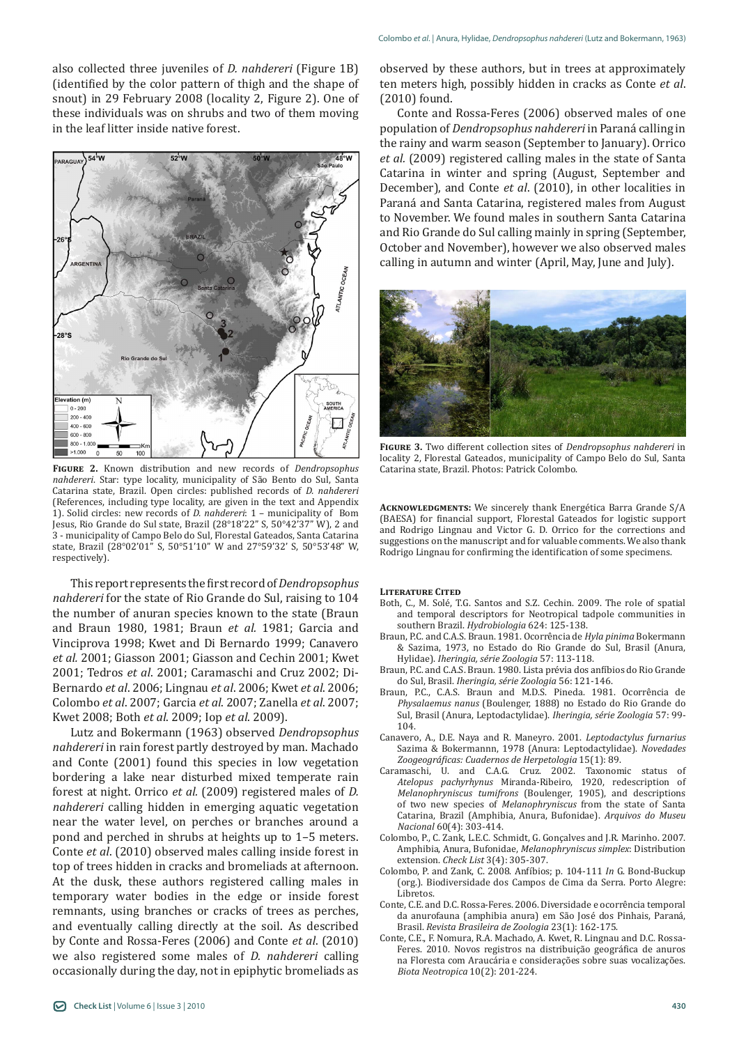also collected three juveniles of *D. nahdereri* (Figure 1B) (identified by the color pattern of thigh and the shape of snout) in 29 February 2008 (locality 2, Figure 2). One of these individuals was on shrubs and two of them moving in the leaf litter inside native forest.

**Figure 2.** Known distribution and new records of *Dendropsophus nahdereri*. Star: type locality, municipality of São Bento do Sul, Santa Catarina state, Brazil. Open circles: published records of *D. nahdereri* (References, including type locality, are given in the text and Appendix 1). Solid circles: new records of *D. nahdereri*: 1 – municipality of Bom Jesus, Rio Grande do Sul state, Brazil (28°18'22" S, 50°42'37" W), 2 and 3 - municipality of Campo Belo do Sul, Florestal Gateados, Santa Catarina state, Brazil (28°02'01" S, 50°51'10" W and 27°59'32' S, 50°53'48" W, respectively).

This report represents the first record of *Dendropsophus nahdereri* for the state of Rio Grande do Sul, raising to 104 the number of anuran species known to the state (Braun and Braun 1980, 1981; Braun *et al.* 1981; Garcia and Vinciprova 1998; Kwet and Di Bernardo 1999; Canavero *et al.* 2001; Giasson 2001; Giasson and Cechin 2001; Kwet 2001; Tedros *et al*. 2001; Caramaschi and Cruz 2002; Di-Bernardo *et al*. 2006; Lingnau *et al*. 2006; Kwet *et al*. 2006; Colombo *et al*. 2007; Garcia *et al*. 2007; Zanella *et al*. 2007; Kwet 2008; Both *et al*. 2009; Iop *et al*. 2009).

Lutz and Bokermann (1963) observed *Dendropsophus nahdereri* in rain forest partly destroyed by man. Machado and Conte (2001) found this species in low vegetation bordering a lake near disturbed mixed temperate rain forest at night. Orrico *et al*. (2009) registered males of *D. nahdereri* calling hidden in emerging aquatic vegetation near the water level, on perches or branches around a pond and perched in shrubs at heights up to 1–5 meters. Conte *et al*. (2010) observed males calling inside forest in top of trees hidden in cracks and bromeliads at afternoon. At the dusk, these authors registered calling males in temporary water bodies in the edge or inside forest remnants, using branches or cracks of trees as perches, and eventually calling directly at the soil. As described by Conte and Rossa-Feres (2006) and Conte *et al*. (2010) we also registered some males of *D. nahdereri* calling occasionally during the day, not in epiphytic bromeliads as observed by these authors, but in trees at approximately ten meters high, possibly hidden in cracks as Conte *et al*. (2010) found.

Conte and Rossa-Feres (2006) observed males of one population of *Dendropsophus nahdereri* in Paraná calling in the rainy and warm season (September to January). Orrico *et al.* (2009) registered calling males in the state of Santa Catarina in winter and spring (August, September and December), and Conte *et al*. (2010), in other localities in Paraná and Santa Catarina, registered males from August to November. We found males in southern Santa Catarina and Rio Grande do Sul calling mainly in spring (September, October and November), however we also observed males calling in autumn and winter (April, May, June and July).

**Figure 3.** Two different collection sites of *Dendropsophus nahdereri* in locality 2, Florestal Gateados, municipality of Campo Belo do Sul, Santa Catarina state, Brazil. Photos: Patrick Colombo.

**Acknowledgments:** We sincerely thank Energética Barra Grande S/A (BAESA) for financial support, Florestal Gateados for logistic support and Rodrigo Lingnau and Victor G. D. Orrico for the corrections and suggestions on the manuscript and for valuable comments. We also thank Rodrigo Lingnau for confirming the identification of some specimens.

## Literature Cited

Both, C., M. Solé, T.G. Santos and S.Z. Cechin. 2009. The role of spatial and temporal descriptors for Neotropical tadpole communities in southern Brazil. *Hydrobiologia* 624: 125-138.

Braun, P.C. and C.A.S. Braun. 1981. Ocorrência de *Hyla pinima* Bokermann & Sazima, 1973, no Estado do Rio Grande do Sul, Brasil (Anura, Hylidae). *Iheringia, série Zoologia* 57: 113-118.

Braun, P.C. and C.A.S. Braun. 1980. Lista prévia dos anfíbios do Rio Grande do Sul, Brasil. *Iheringia, série Zoologia* 56: 121-146.

Braun, P.C., C.A.S. Braun and M.D.S. Pineda. 1981. Ocorrência de *Physalaemus nanus* (Boulenger, 1888) no Estado do Rio Grande do Sul, Brasil (Anura, Leptodactylidae). *Iheringia, série Zoologia* 57: 99-104.

Canavero, A., D.E. Naya and R. Maneyro. 2001. *Leptodactylus furnarius* Sazima & Bokermann, 1978 (Anura: Leptodactylidae). *Novedades Zoogeográficas: Cuadernos de Herpetologia* 15(1): 89.

Caramaschi, U. and C.A.G. Cruz. 2002. Taxonomic status of *Atelopus pachyrhynus* Miranda-Ribeiro, 1920, redescription of *Melanophryniscus tumifrons* (Boulenger, 1905), and descriptions of two new species of *Melanophryniscus* from the state of Santa Catarina, Brazil (Amphibia, Anura, Bufonidae). *Arquivos do Museu Nacional* 60(4): 303-414.

Colombo, P., C. Zank, L.E.C. Schmidt, G. Gonçalves and J.R. Marinho. 2007. Amphibia, Anura, Bufonidae, *Melanophryniscus simplex*: Distribution extension. *Check List* 3(4): 305-307.

Colombo, P. and Zank, C. 2008. Anfíbios; p. 104-111 *In* G. Bond-Buckup (org.). Biodiversidade dos Campos de Cima da Serra. Porto Alegre: Libretos.

Conte, C.E. and D.C. Rossa-Feres. 2006. Diversidade e ocorrência temporal da anurofauna (amphibia anura) em São José dos Pinhais, Paraná, Brasil. *Revista Brasileira de Zoologia* 23(1): 162-175.

Conte, C.E., F. Nomura, R.A. Machado, A. Kwet, R. Lingnau and D.C. Rossa-Feres. 2010. Novos registros na distribuição geográfica de anuros na Floresta com Araucária e considerações sobre suas vocalizações. *Biota Neotropica* 10(2): 201-224.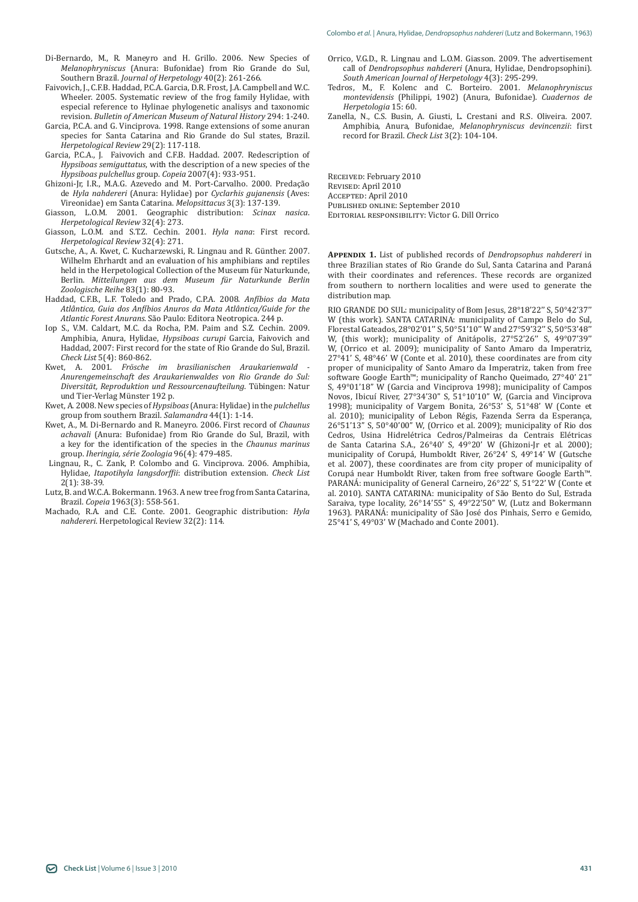Di-Bernardo, M., R. Maneyro and H. Grillo. 2006. New Species of *Melanophryniscus* (Anura: Bufonidae) from Rio Grande do Sul, Southern Brazil. *Journal of Herpetology* 40(2): 261-266.

Faivovich, J., C.F.B. Haddad, P.C.A. Garcia, D.R. Frost, J.A. Campbell and W.C. Wheeler. 2005. Systematic review of the frog family Hylidae, with especial reference to Hylinae phylogenetic analisys and taxonomic revision. *Bulletin of American Museum of Natural History* 294: 1-240.

Garcia, P.C.A. and G. Vinciprova. 1998. Range extensions of some anuran species for Santa Catarina and Rio Grande do Sul states, Brazil. *Herpetological Review* 29(2): 117-118.

Garcia, P.C.A., J. Faivovich and C.F.B. Haddad. 2007. Redescription of *Hypsiboas semiguttatus*, with the description of a new species of the *Hypsiboas pulchellus* group. *Copeia* 2007(4): 933-951.

Ghizoni-Jr, I.R., M.A.G. Azevedo and M. Port-Carvalho. 2000. Predação de *Hyla nahdereri* (Anura: Hylidae) por *Cyclarhis gujanensis* (Aves: Vireonidae) em Santa Catarina. *Melopsittacus* 3(3): 137-139.

Giasson, L.O.M. 2001. Geographic distribution: *Scinax nasica*. *Herpetological Review* 32(4): 273.

Giasson, L.O.M. and S.T.Z. Cechin. 2001. *Hyla nana*: First record. *Herpetological Review* 32(4): 271.

Gutsche, A., A. Kwet, C. Kucharzewski, R. Lingnau and R. Günther. 2007. Wilhelm Ehrhardt and an evaluation of his amphibians and reptiles held in the Herpetological Collection of the Museum für Naturkunde, Berlin. *Mitteilungen aus dem Museum für Naturkunde Berlin Zoologische Reihe* 83(1): 80-93.

Haddad, C.F.B., L.F. Toledo and Prado, C.P.A. 2008. *Anfíbios da Mata Atlântica, Guia dos Anfíbios Anuros da Mata Atlântica/Guide for the Atlantic Forest Anurans*. São Paulo: Editora Neotropica. 244 p.

Iop S., V.M. Caldart, M.C. da Rocha, P.M. Paim and S.Z. Cechin. 2009. Amphibia, Anura, Hylidae, *Hypsiboas curupi* Garcia, Faivovich and Haddad, 2007: First record for the state of Rio Grande do Sul, Brazil. *Check List* 5(4): 860-862.

Kwet, A. 2001. *Frösche im brasilianischen Araukarienwald - Anurengemeinschaft des Araukarienwaldes von Rio Grande do Sul: Diversität, Reproduktion und Ressourcenaufteilung*. Tübingen: Natur und Tier-Verlag Münster 192 p.

Kwet, A. 2008. New species of *Hypsiboas* (Anura: Hylidae) in the *pulchellus* group from southern Brazil. *Salamandra* 44(1): 1-14.

Kwet, A., M. Di-Bernardo and R. Maneyro. 2006. First record of *Chaunus achavali* (Anura: Bufonidae) from Rio Grande do Sul, Brazil, with a key for the identification of the species in the *Chaunus marinus* group. *Iheringia, série Zoologia* 96(4): 479-485.

Lingnau, R., C. Zank, P. Colombo and G. Vinciprova. 2006. Amphibia, Hylidae, *Itapotihyla langsdorffii*: distribution extension. *Check List* 2(1): 38-39.

Lutz, B. and W.C.A. Bokermann. 1963. A new tree frog from Santa Catarina, Brazil. *Copeia* 1963(3): 558-561.

Machado, R.A. and C.E. Conte. 2001. Geographic distribution: *Hyla nahdereri*. Herpetological Review 32(2): 114.

Orrico, V.G.D., R. Lingnau and L.O.M. Giasson. 2009. The advertisement call of *Dendropsophus nahdereri* (Anura, Hylidae, Dendropsophini). *South American Journal of Herpetology* 4(3): 295-299.

Tedros, M., F. Kolenc and C. Borteiro. 2001. *Melanophryniscus montevidensis* (Philippi, 1902) (Anura, Bufonidae). *Cuadernos de Herpetologia* 15: 60.

Zanella, N., C.S. Busin, A. Giusti, L. Crestani and R.S. Oliveira. 2007. Amphibia, Anura, Bufonidae, *Melanophryniscus devincenzii*: first record for Brazil. *Check List* 3(2): 104-104.

Received: February 2010
Revised: April 2010
Accepted: April 2010
Published online: September 2010
Editorial responsibility: Victor G. Dill Orrico

**Appendix 1.** List of published records of *Dendropsophus nahdereri* in three Brazilian states of Rio Grande do Sul, Santa Catarina and Paraná with their coordinates and references. These records are organized from southern to northern localities and were used to generate the distribution map.

RIO GRANDE DO SUL: municipality of Bom Jesus, 28°18'22'' S, 50°42'37'' W (this work). SANTA CATARINA: municipality of Campo Belo do Sul, Florestal Gateados, 28°02'01'' S, 50°51'10'' W and 27°59'32'' S, 50°53'48'' W, (this work); municipality of Anitápolis, 27°52'26'' S, 49°07'39'' W, (Orrico et al. 2009); municipality of Santo Amaro da Imperatriz, 27°41' S, 48°46' W (Conte et al. 2010), these coordinates are from city proper of municipality of Santo Amaro da Imperatriz, taken from free software Google Earth™; municipality of Rancho Queimado, 27°40' 21'' S, 49°01'18'' W (Garcia and Vinciprova 1998); municipality of Campos Novos, Ibicuí River, 27°34'30'' S, 51°10'10'' W, (Garcia and Vinciprova 1998); municipality of Vargem Bonita, 26°53' S, 51°48' W (Conte et al. 2010); municipality of Lebon Régis, Fazenda Serra da Esperança, 26°51'13'' S, 50°40'00'' W, (Orrico et al. 2009); municipality of Rio dos Cedros, Usina Hidrelétrica Cedros/Palmeiras da Centrais Elétricas de Santa Catarina S.A., 26°40' S, 49°20' W (Ghizoni-Jr et al. 2000); municipality of Corupá, Humboldt River, 26°24' S, 49°14' W (Gutsche et al. 2007), these coordinates are from city proper of municipality of Corupá near Humboldt River, taken from free software Google Earth™. PARANÁ: municipality of General Carneiro, 26°22' S, 51°22' W (Conte et al. 2010). SANTA CATARINA: municipality of São Bento do Sul, Estrada Saraiva, type locality, 26°14'55'' S, 49°22'50'' W, (Lutz and Bokermann 1963). PARANÁ: municipality of São José dos Pinhais, Serro e Gemido, 25°41' S, 49°03' W (Machado and Conte 2001).